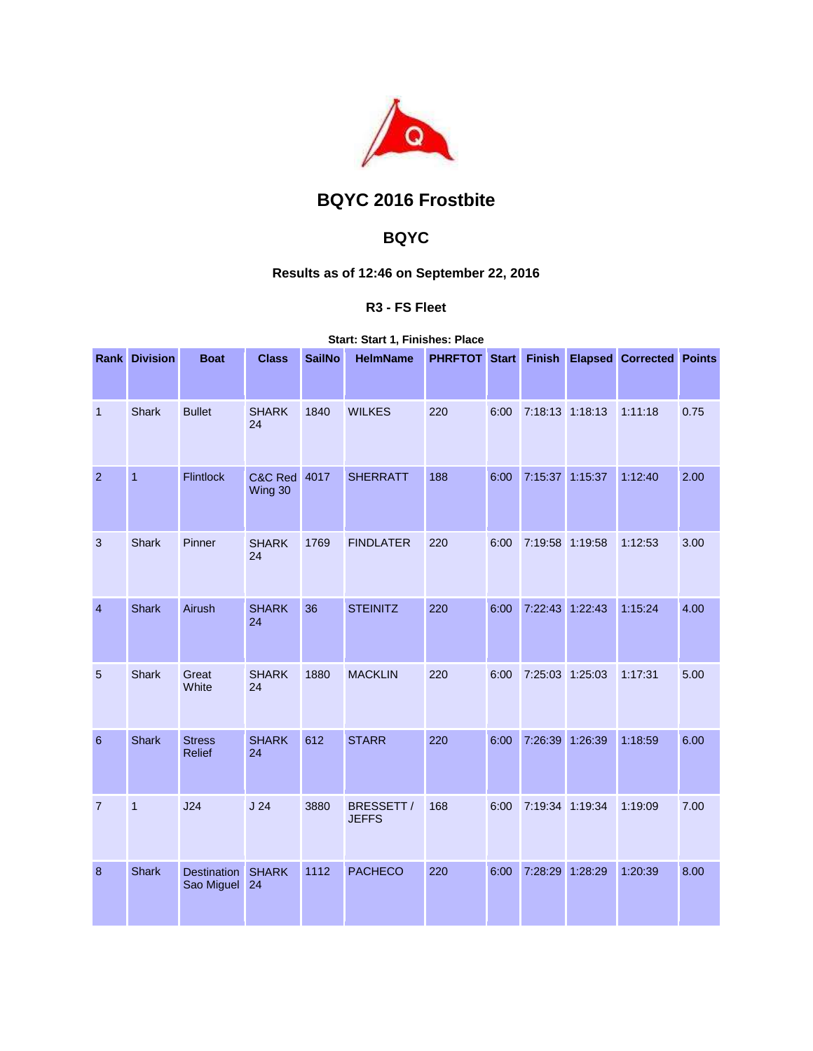# BQYC 2016 Frostbite

## BQYC

### Results as of 12:46 on September 22, 2016

#### R3 - FS Fleet

**Start: Start 1, Finishes: Place**

| Rank | Division | Boat | Class | SailNo | HelmName | PHRFTOT | Start | Finish | Elapsed | Corrected | Points |
|---|---|---|---|---|---|---|---|---|---|---|---|
| 1 | Shark | Bullet | SHARK 24 | 1840 | WILKES | 220 | 6:00 | 7:18:13 | 1:18:13 | 1:11:18 | 0.75 |
| 2 | 1 | Flintlock | C&C Red Wing 30 | 4017 | SHERRATT | 188 | 6:00 | 7:15:37 | 1:15:37 | 1:12:40 | 2.00 |
| 3 | Shark | Pinner | SHARK 24 | 1769 | FINDLATER | 220 | 6:00 | 7:19:58 | 1:19:58 | 1:12:53 | 3.00 |
| 4 | Shark | Airush | SHARK 24 | 36 | STEINITZ | 220 | 6:00 | 7:22:43 | 1:22:43 | 1:15:24 | 4.00 |
| 5 | Shark | Great White | SHARK 24 | 1880 | MACKLIN | 220 | 6:00 | 7:25:03 | 1:25:03 | 1:17:31 | 5.00 |
| 6 | Shark | Stress Relief | SHARK 24 | 612 | STARR | 220 | 6:00 | 7:26:39 | 1:26:39 | 1:18:59 | 6.00 |
| 7 | 1 | J24 | J 24 | 3880 | BRESSETT / JEFFS | 168 | 6:00 | 7:19:34 | 1:19:34 | 1:19:09 | 7.00 |
| 8 | Shark | Destination Sao Miguel | SHARK 24 | 1112 | PACHECO | 220 | 6:00 | 7:28:29 | 1:28:29 | 1:20:39 | 8.00 |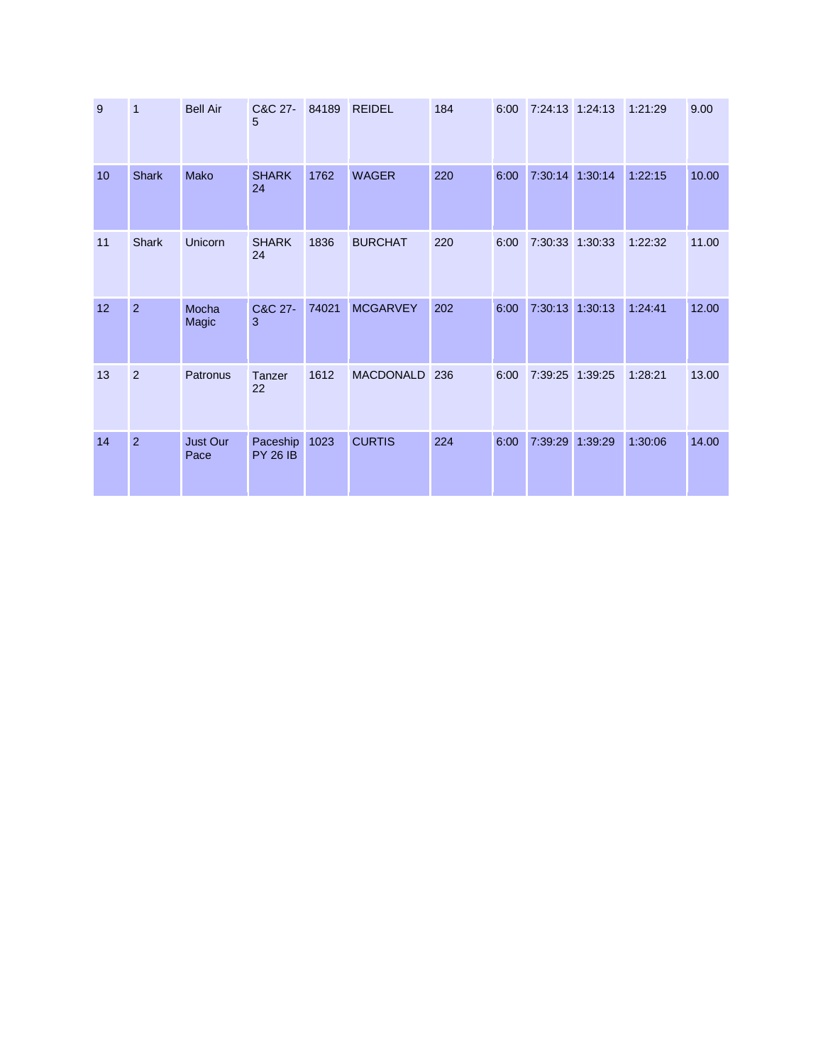| | | | | | | | | | | | |
|---|---|---|---|---|---|---|---|---|---|---|---|
| 9 | 1 | Bell Air | C&C 27-5 | 84189 | REIDEL | 184 | 6:00 | 7:24:13 | 1:24:13 | 1:21:29 | 9.00 |
| 10 | Shark | Mako | SHARK 24 | 1762 | WAGER | 220 | 6:00 | 7:30:14 | 1:30:14 | 1:22:15 | 10.00 |
| 11 | Shark | Unicorn | SHARK 24 | 1836 | BURCHAT | 220 | 6:00 | 7:30:33 | 1:30:33 | 1:22:32 | 11.00 |
| 12 | 2 | Mocha Magic | C&C 27-3 | 74021 | MCGARVEY | 202 | 6:00 | 7:30:13 | 1:30:13 | 1:24:41 | 12.00 |
| 13 | 2 | Patronus | Tanzer 22 | 1612 | MACDONALD | 236 | 6:00 | 7:39:25 | 1:39:25 | 1:28:21 | 13.00 |
| 14 | 2 | Just Our Pace | Paceship PY 26 IB | 1023 | CURTIS | 224 | 6:00 | 7:39:29 | 1:39:29 | 1:30:06 | 14.00 |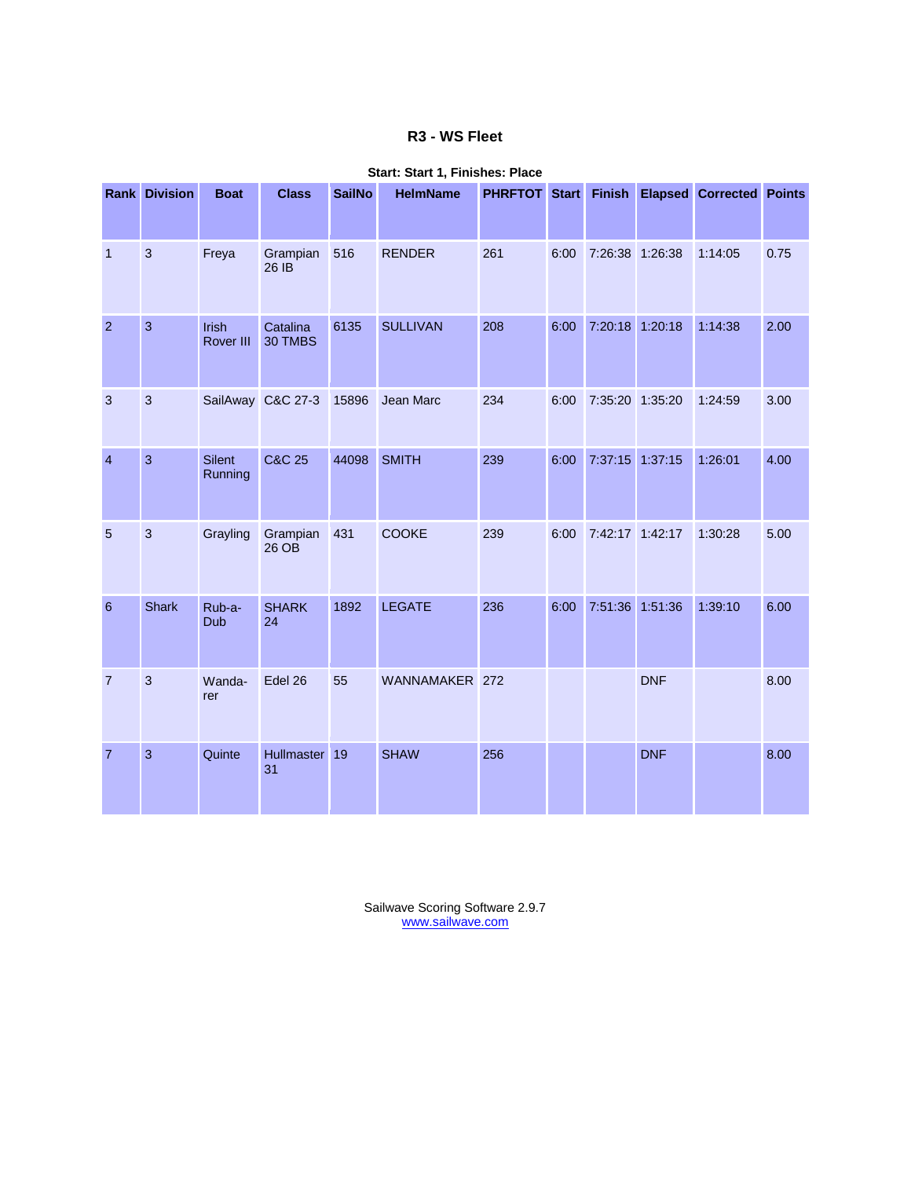### R3 - WS Fleet

**Start: Start 1, Finishes: Place**

| Rank | Division | Boat | Class | SailNo | HelmName | PHRFTOT | Start | Finish | Elapsed | Corrected | Points |
|---|---|---|---|---|---|---|---|---|---|---|---|
| 1 | 3 | Freya | Grampian 26 IB | 516 | RENDER | 261 | 6:00 | 7:26:38 | 1:26:38 | 1:14:05 | 0.75 |
| 2 | 3 | Irish Rover III | Catalina 30 TMBS | 6135 | SULLIVAN | 208 | 6:00 | 7:20:18 | 1:20:18 | 1:14:38 | 2.00 |
| 3 | 3 | SailAway | C&C 27-3 | 15896 | Jean Marc | 234 | 6:00 | 7:35:20 | 1:35:20 | 1:24:59 | 3.00 |
| 4 | 3 | Silent Running | C&C 25 | 44098 | SMITH | 239 | 6:00 | 7:37:15 | 1:37:15 | 1:26:01 | 4.00 |
| 5 | 3 | Grayling | Grampian 26 OB | 431 | COOKE | 239 | 6:00 | 7:42:17 | 1:42:17 | 1:30:28 | 5.00 |
| 6 | Shark | Rub-a-Dub | SHARK 24 | 1892 | LEGATE | 236 | 6:00 | 7:51:36 | 1:51:36 | 1:39:10 | 6.00 |
| 7 | 3 | Wanda-rer | Edel 26 | 55 | WANNAMAKER | 272 | | | DNF | | 8.00 |
| 7 | 3 | Quinte | Hullmaster 31 | 19 | SHAW | 256 | | | DNF | | 8.00 |

Sailwave Scoring Software 2.9.7
www.sailwave.com